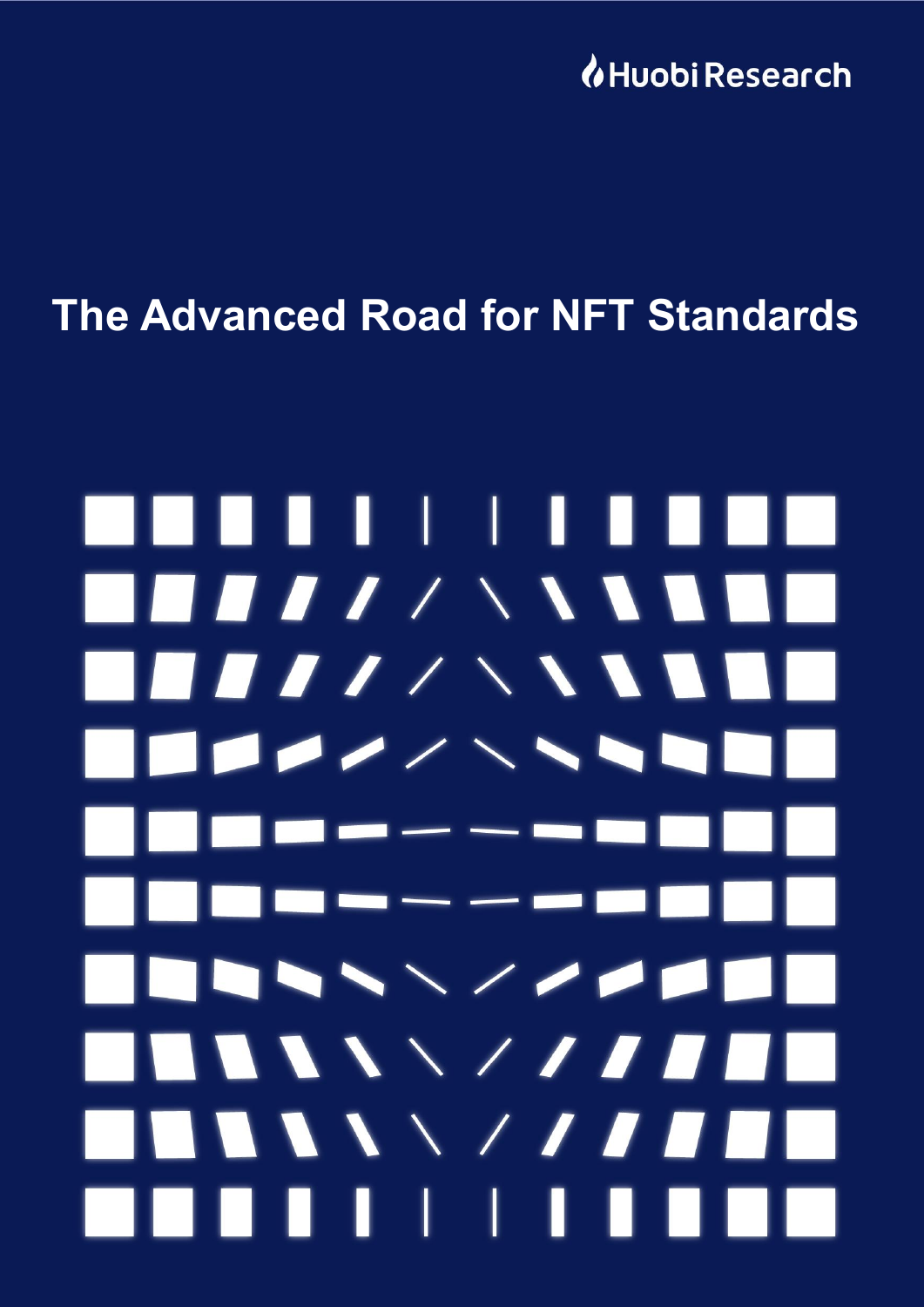Huobi Research

# The Advanced Road for NFT Standards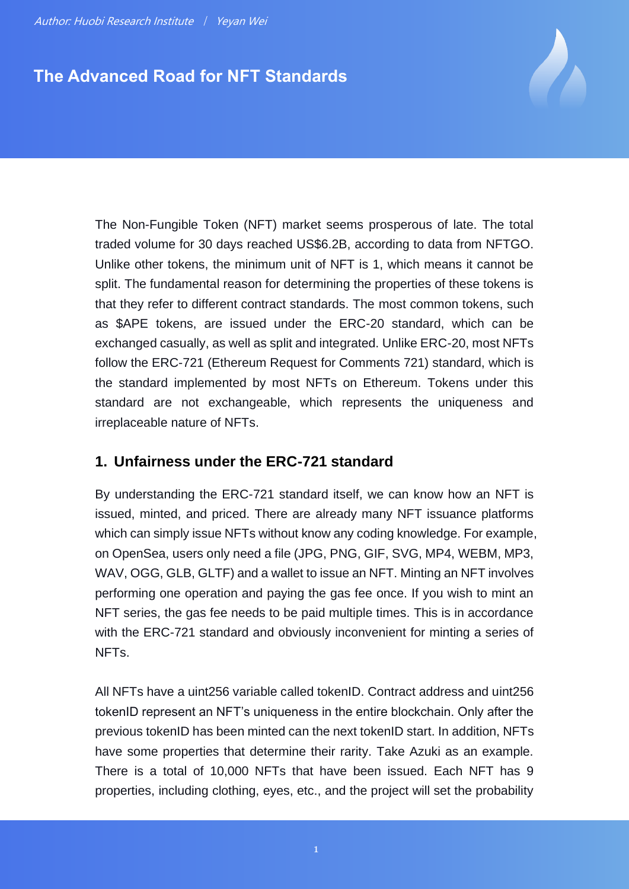*Author: Huobi Research Institute | Yeyan Wei*

# The Advanced Road for NFT Standards

The Non-Fungible Token (NFT) market seems prosperous of late. The total traded volume for 30 days reached US$6.2B, according to data from NFTGO. Unlike other tokens, the minimum unit of NFT is 1, which means it cannot be split. The fundamental reason for determining the properties of these tokens is that they refer to different contract standards. The most common tokens, such as $APE tokens, are issued under the ERC-20 standard, which can be exchanged casually, as well as split and integrated. Unlike ERC-20, most NFTs follow the ERC-721 (Ethereum Request for Comments 721) standard, which is the standard implemented by most NFTs on Ethereum. Tokens under this standard are not exchangeable, which represents the uniqueness and irreplaceable nature of NFTs.

## 1. Unfairness under the ERC-721 standard

By understanding the ERC-721 standard itself, we can know how an NFT is issued, minted, and priced. There are already many NFT issuance platforms which can simply issue NFTs without know any coding knowledge. For example, on OpenSea, users only need a file (JPG, PNG, GIF, SVG, MP4, WEBM, MP3, WAV, OGG, GLB, GLTF) and a wallet to issue an NFT. Minting an NFT involves performing one operation and paying the gas fee once. If you wish to mint an NFT series, the gas fee needs to be paid multiple times. This is in accordance with the ERC-721 standard and obviously inconvenient for minting a series of NFTs.

All NFTs have a uint256 variable called tokenID. Contract address and uint256 tokenID represent an NFT's uniqueness in the entire blockchain. Only after the previous tokenID has been minted can the next tokenID start. In addition, NFTs have some properties that determine their rarity. Take Azuki as an example. There is a total of 10,000 NFTs that have been issued. Each NFT has 9 properties, including clothing, eyes, etc., and the project will set the probability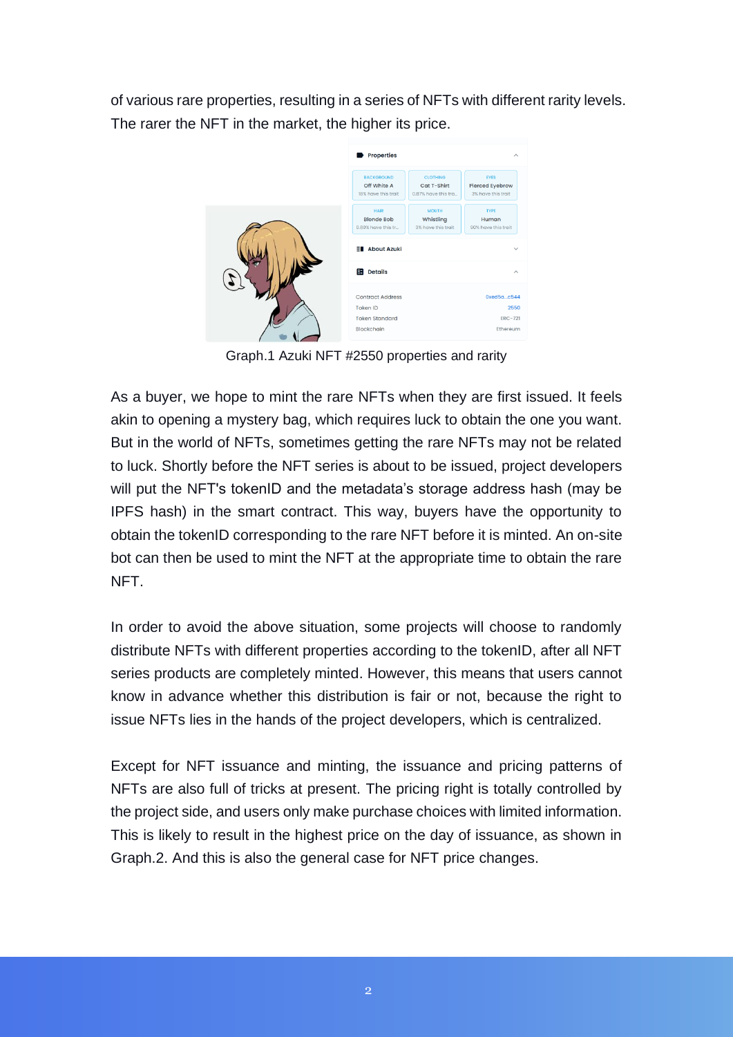of various rare properties, resulting in a series of NFTs with different rarity levels. The rarer the NFT in the market, the higher its price.

Graph.1 Azuki NFT #2550 properties and rarity

As a buyer, we hope to mint the rare NFTs when they are first issued. It feels akin to opening a mystery bag, which requires luck to obtain the one you want. But in the world of NFTs, sometimes getting the rare NFTs may not be related to luck. Shortly before the NFT series is about to be issued, project developers will put the NFT's tokenID and the metadata's storage address hash (may be IPFS hash) in the smart contract. This way, buyers have the opportunity to obtain the tokenID corresponding to the rare NFT before it is minted. An on-site bot can then be used to mint the NFT at the appropriate time to obtain the rare NFT.

In order to avoid the above situation, some projects will choose to randomly distribute NFTs with different properties according to the tokenID, after all NFT series products are completely minted. However, this means that users cannot know in advance whether this distribution is fair or not, because the right to issue NFTs lies in the hands of the project developers, which is centralized.

Except for NFT issuance and minting, the issuance and pricing patterns of NFTs are also full of tricks at present. The pricing right is totally controlled by the project side, and users only make purchase choices with limited information. This is likely to result in the highest price on the day of issuance, as shown in Graph.2. And this is also the general case for NFT price changes.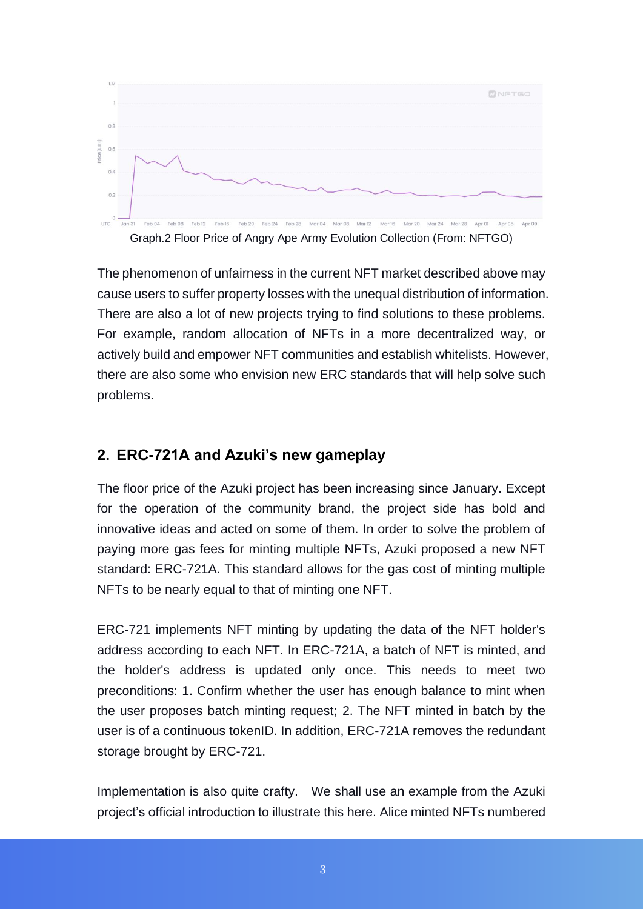Graph.2 Floor Price of Angry Ape Army Evolution Collection (From: NFTGO)

The phenomenon of unfairness in the current NFT market described above may cause users to suffer property losses with the unequal distribution of information. There are also a lot of new projects trying to find solutions to these problems. For example, random allocation of NFTs in a more decentralized way, or actively build and empower NFT communities and establish whitelists. However, there are also some who envision new ERC standards that will help solve such problems.

## 2. ERC-721A and Azuki's new gameplay

The floor price of the Azuki project has been increasing since January. Except for the operation of the community brand, the project side has bold and innovative ideas and acted on some of them. In order to solve the problem of paying more gas fees for minting multiple NFTs, Azuki proposed a new NFT standard: ERC-721A. This standard allows for the gas cost of minting multiple NFTs to be nearly equal to that of minting one NFT.

ERC-721 implements NFT minting by updating the data of the NFT holder's address according to each NFT. In ERC-721A, a batch of NFT is minted, and the holder's address is updated only once. This needs to meet two preconditions: 1. Confirm whether the user has enough balance to mint when the user proposes batch minting request; 2. The NFT minted in batch by the user is of a continuous tokenID. In addition, ERC-721A removes the redundant storage brought by ERC-721.

Implementation is also quite crafty. We shall use an example from the Azuki project's official introduction to illustrate this here. Alice minted NFTs numbered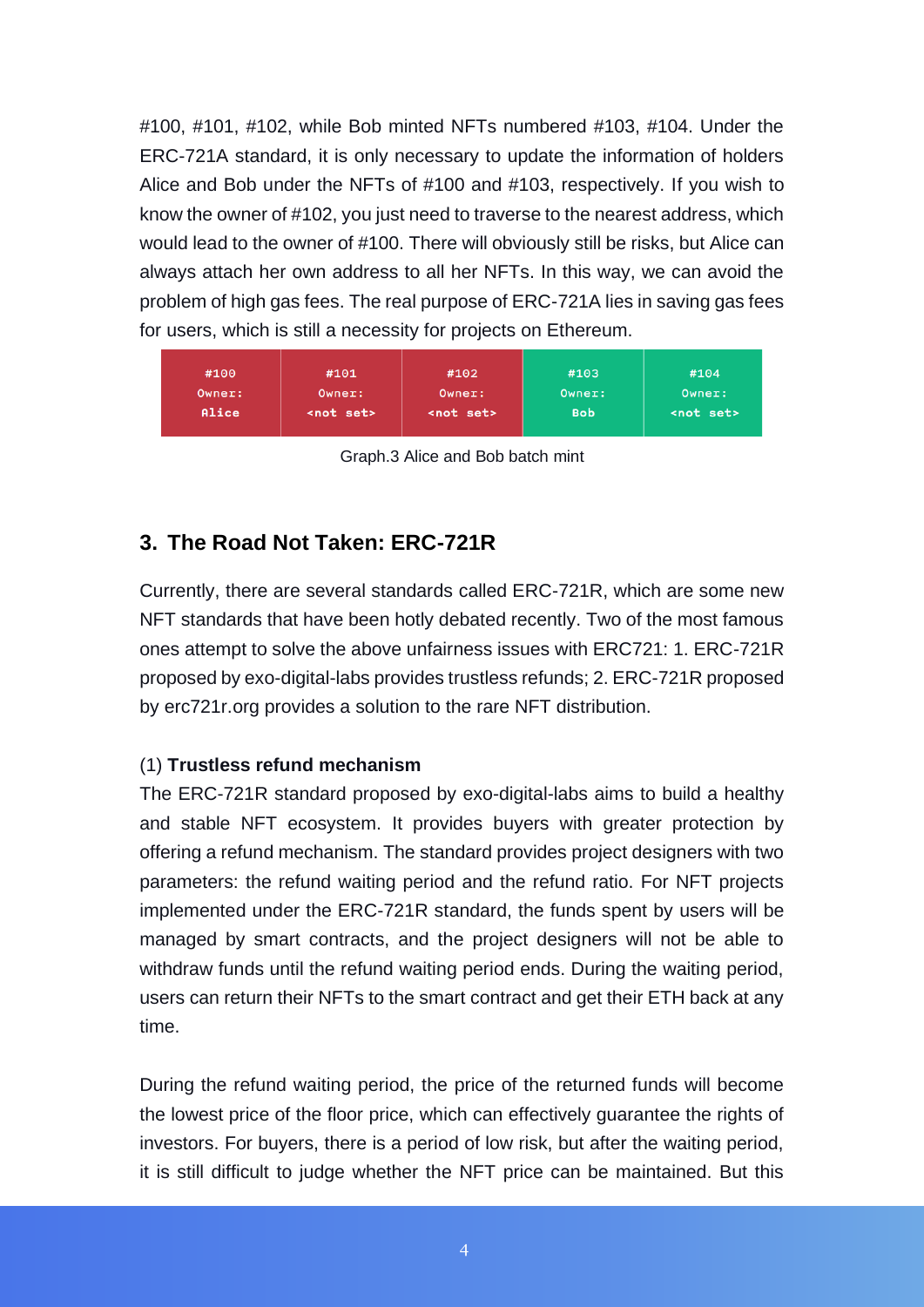#100, #101, #102, while Bob minted NFTs numbered #103, #104. Under the ERC-721A standard, it is only necessary to update the information of holders Alice and Bob under the NFTs of #100 and #103, respectively. If you wish to know the owner of #102, you just need to traverse to the nearest address, which would lead to the owner of #100. There will obviously still be risks, but Alice can always attach her own address to all her NFTs. In this way, we can avoid the problem of high gas fees. The real purpose of ERC-721A lies in saving gas fees for users, which is still a necessity for projects on Ethereum.

| #100 | #101 | #102 | #103 | #104 |
|---|---|---|---|---|
| Owner: | Owner: | Owner: | Owner: | Owner: |
| Alice | <not set> | <not set> | Bob | <not set> |

Graph.3 Alice and Bob batch mint

## 3. The Road Not Taken: ERC-721R

Currently, there are several standards called ERC-721R, which are some new NFT standards that have been hotly debated recently. Two of the most famous ones attempt to solve the above unfairness issues with ERC721: 1. ERC-721R proposed by exo-digital-labs provides trustless refunds; 2. ERC-721R proposed by erc721r.org provides a solution to the rare NFT distribution.

(1) **Trustless refund mechanism**

The ERC-721R standard proposed by exo-digital-labs aims to build a healthy and stable NFT ecosystem. It provides buyers with greater protection by offering a refund mechanism. The standard provides project designers with two parameters: the refund waiting period and the refund ratio. For NFT projects implemented under the ERC-721R standard, the funds spent by users will be managed by smart contracts, and the project designers will not be able to withdraw funds until the refund waiting period ends. During the waiting period, users can return their NFTs to the smart contract and get their ETH back at any time.

During the refund waiting period, the price of the returned funds will become the lowest price of the floor price, which can effectively guarantee the rights of investors. For buyers, there is a period of low risk, but after the waiting period, it is still difficult to judge whether the NFT price can be maintained. But this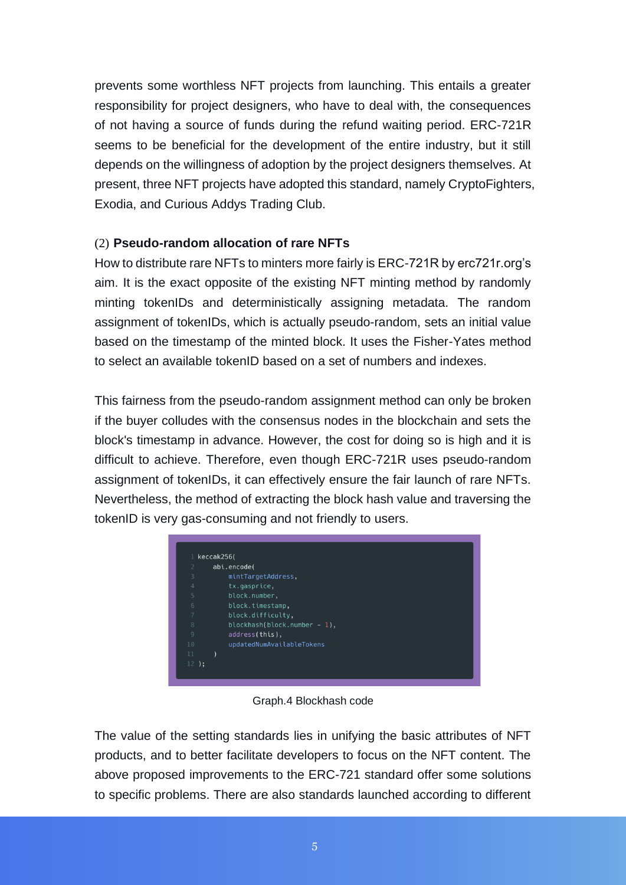prevents some worthless NFT projects from launching. This entails a greater responsibility for project designers, who have to deal with, the consequences of not having a source of funds during the refund waiting period. ERC-721R seems to be beneficial for the development of the entire industry, but it still depends on the willingness of adoption by the project designers themselves. At present, three NFT projects have adopted this standard, namely CryptoFighters, Exodia, and Curious Addys Trading Club.

(2) **Pseudo-random allocation of rare NFTs**

How to distribute rare NFTs to minters more fairly is ERC-721R by erc721r.org's aim. It is the exact opposite of the existing NFT minting method by randomly minting tokenIDs and deterministically assigning metadata. The random assignment of tokenIDs, which is actually pseudo-random, sets an initial value based on the timestamp of the minted block. It uses the Fisher-Yates method to select an available tokenID based on a set of numbers and indexes.

This fairness from the pseudo-random assignment method can only be broken if the buyer colludes with the consensus nodes in the blockchain and sets the block's timestamp in advance. However, the cost for doing so is high and it is difficult to achieve. Therefore, even though ERC-721R uses pseudo-random assignment of tokenIDs, it can effectively ensure the fair launch of rare NFTs. Nevertheless, the method of extracting the block hash value and traversing the tokenID is very gas-consuming and not friendly to users.

```
keccak256(
    abi.encode(
        mintTargetAddress,
        tx.gasprice,
        block.number,
        block.timestamp,
        block.difficulty,
        blockhash(block.number - 1),
        address(this),
        updatedNumAvailableTokens
    )
);
```

Graph.4 Blockhash code

The value of the setting standards lies in unifying the basic attributes of NFT products, and to better facilitate developers to focus on the NFT content. The above proposed improvements to the ERC-721 standard offer some solutions to specific problems. There are also standards launched according to different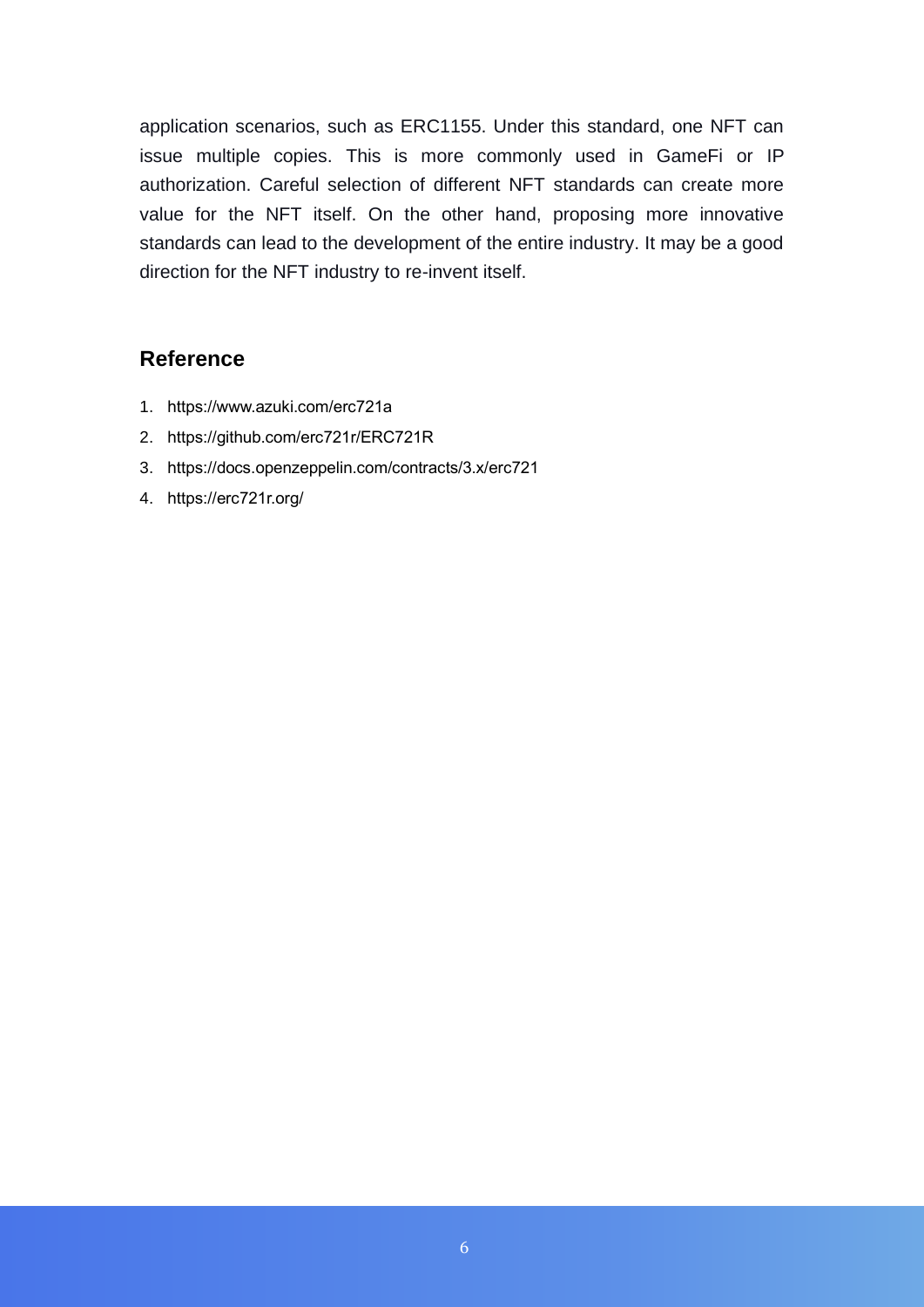application scenarios, such as ERC1155. Under this standard, one NFT can issue multiple copies. This is more commonly used in GameFi or IP authorization. Careful selection of different NFT standards can create more value for the NFT itself. On the other hand, proposing more innovative standards can lead to the development of the entire industry. It may be a good direction for the NFT industry to re-invent itself.

## Reference

1. https://www.azuki.com/erc721a
2. https://github.com/erc721r/ERC721R
3. https://docs.openzeppelin.com/contracts/3.x/erc721
4. https://erc721r.org/